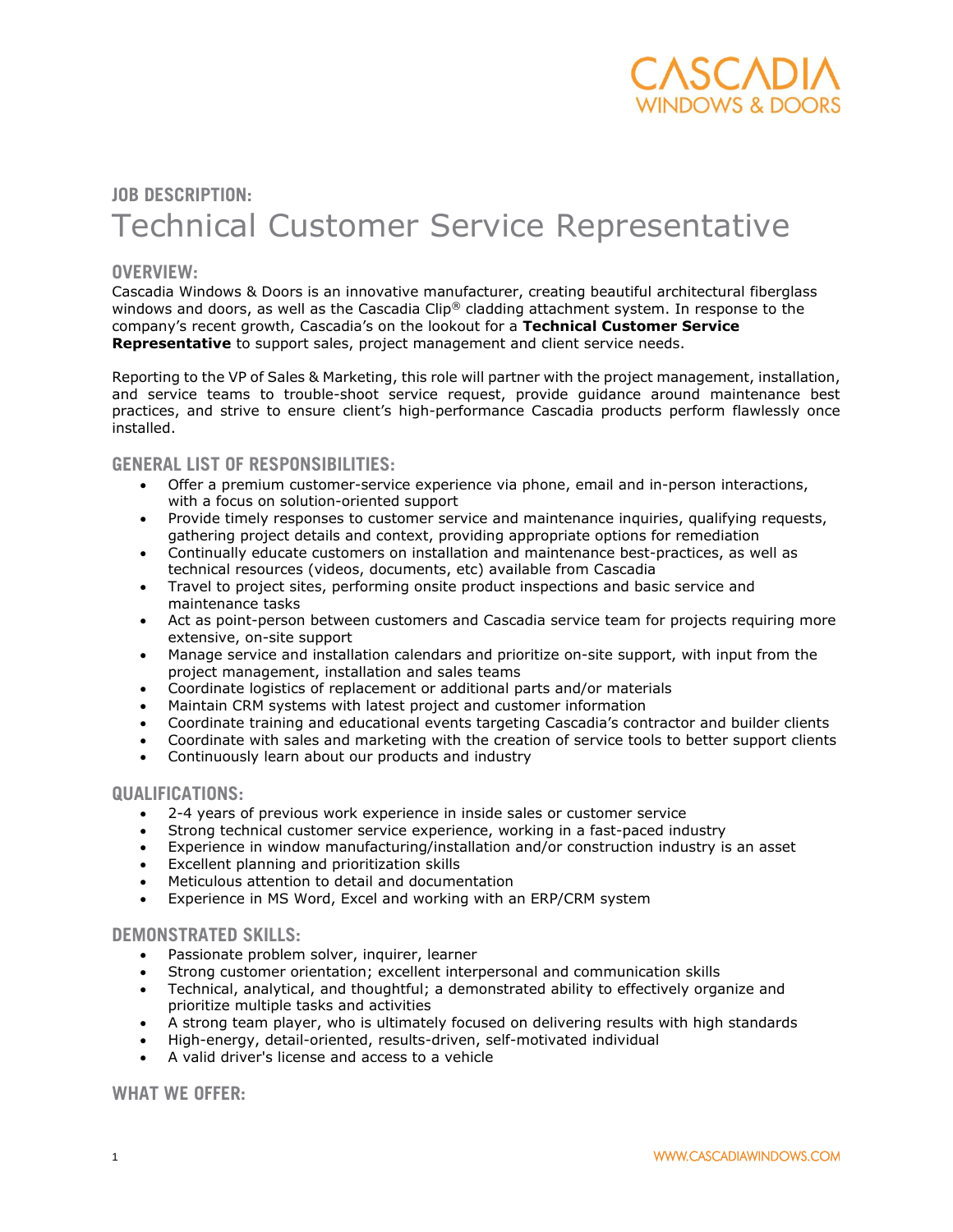# JOB DESCRIPTION:
## Technical Customer Service Representative

### OVERVIEW:

Cascadia Windows & Doors is an innovative manufacturer, creating beautiful architectural fiberglass windows and doors, as well as the Cascadia Clip® cladding attachment system. In response to the company's recent growth, Cascadia's on the lookout for a **Technical Customer Service Representative** to support sales, project management and client service needs.

Reporting to the VP of Sales & Marketing, this role will partner with the project management, installation, and service teams to trouble-shoot service request, provide guidance around maintenance best practices, and strive to ensure client's high-performance Cascadia products perform flawlessly once installed.

### GENERAL LIST OF RESPONSIBILITIES:

- Offer a premium customer-service experience via phone, email and in-person interactions, with a focus on solution-oriented support
- Provide timely responses to customer service and maintenance inquiries, qualifying requests, gathering project details and context, providing appropriate options for remediation
- Continually educate customers on installation and maintenance best-practices, as well as technical resources (videos, documents, etc) available from Cascadia
- Travel to project sites, performing onsite product inspections and basic service and maintenance tasks
- Act as point-person between customers and Cascadia service team for projects requiring more extensive, on-site support
- Manage service and installation calendars and prioritize on-site support, with input from the project management, installation and sales teams
- Coordinate logistics of replacement or additional parts and/or materials
- Maintain CRM systems with latest project and customer information
- Coordinate training and educational events targeting Cascadia's contractor and builder clients
- Coordinate with sales and marketing with the creation of service tools to better support clients
- Continuously learn about our products and industry

### QUALIFICATIONS:

- 2-4 years of previous work experience in inside sales or customer service
- Strong technical customer service experience, working in a fast-paced industry
- Experience in window manufacturing/installation and/or construction industry is an asset
- Excellent planning and prioritization skills
- Meticulous attention to detail and documentation
- Experience in MS Word, Excel and working with an ERP/CRM system

### DEMONSTRATED SKILLS:

- Passionate problem solver, inquirer, learner
- Strong customer orientation; excellent interpersonal and communication skills
- Technical, analytical, and thoughtful; a demonstrated ability to effectively organize and prioritize multiple tasks and activities
- A strong team player, who is ultimately focused on delivering results with high standards
- High-energy, detail-oriented, results-driven, self-motivated individual
- A valid driver's license and access to a vehicle

### WHAT WE OFFER: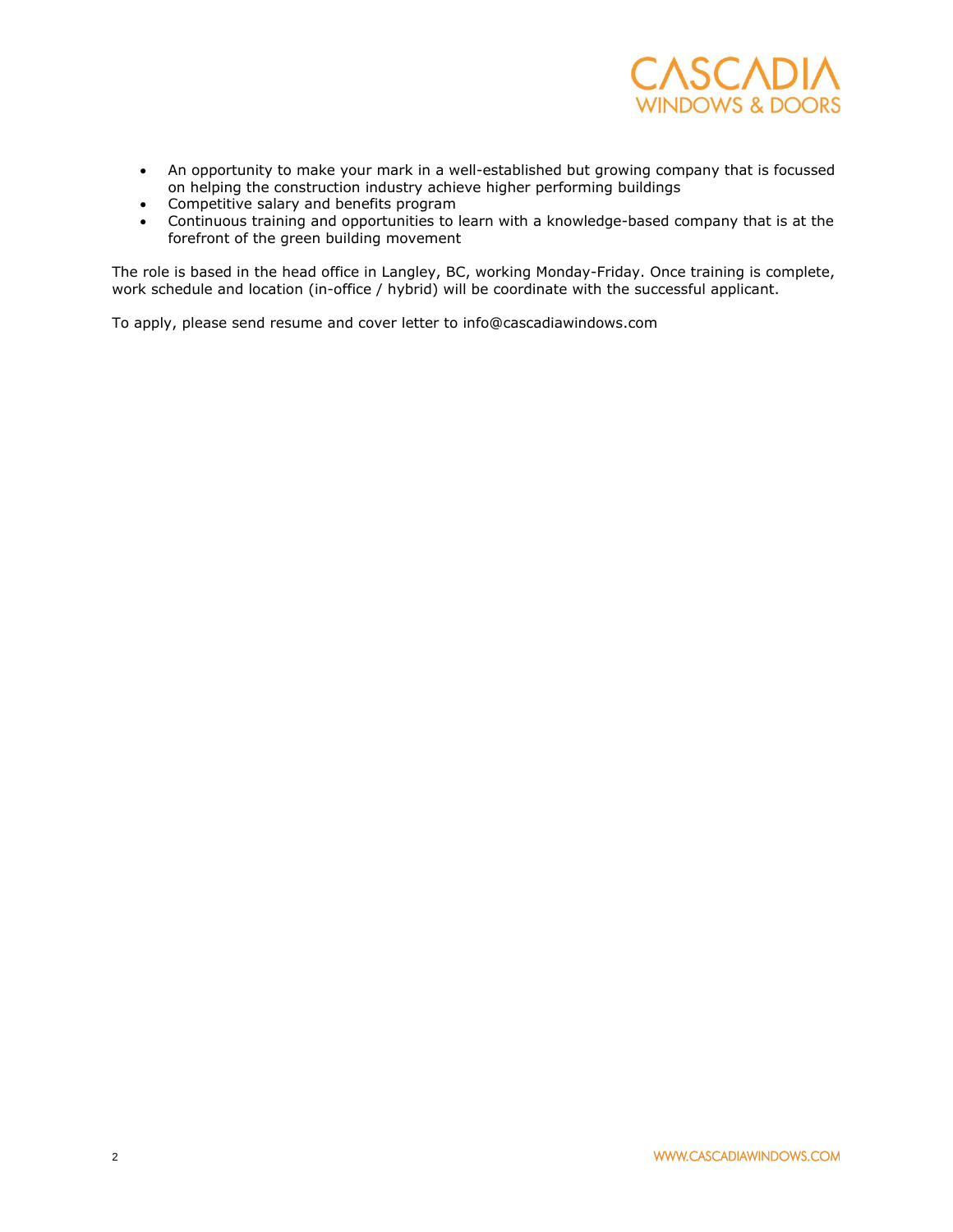- An opportunity to make your mark in a well-established but growing company that is focussed on helping the construction industry achieve higher performing buildings
- Competitive salary and benefits program
- Continuous training and opportunities to learn with a knowledge-based company that is at the forefront of the green building movement

The role is based in the head office in Langley, BC, working Monday-Friday. Once training is complete, work schedule and location (in-office / hybrid) will be coordinate with the successful applicant.

To apply, please send resume and cover letter to info@cascadiawindows.com